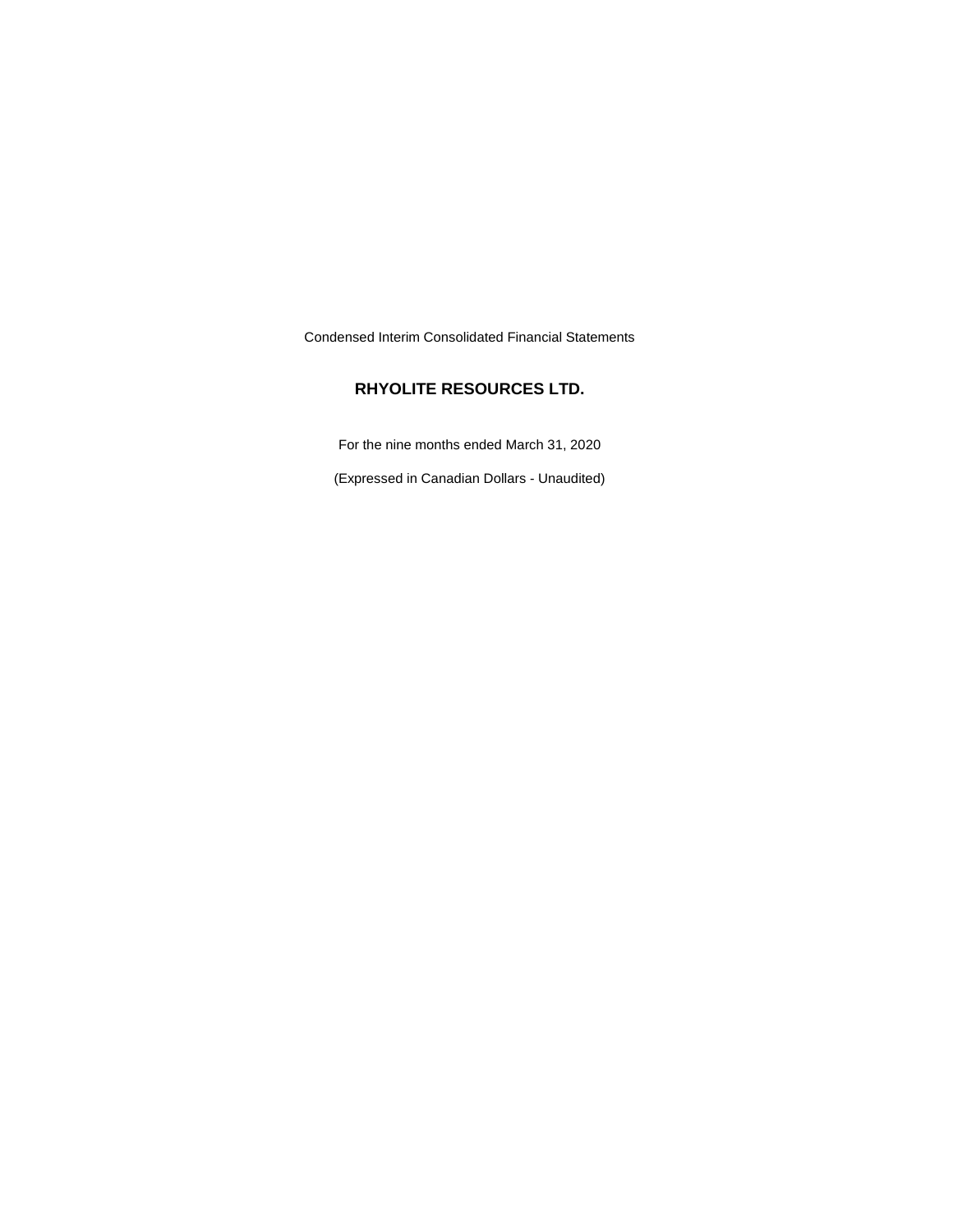Condensed Interim Consolidated Financial Statements

# RHYOLITE RESOURCES LTD.

For the nine months ended March 31, 2020

(Expressed in Canadian Dollars - Unaudited)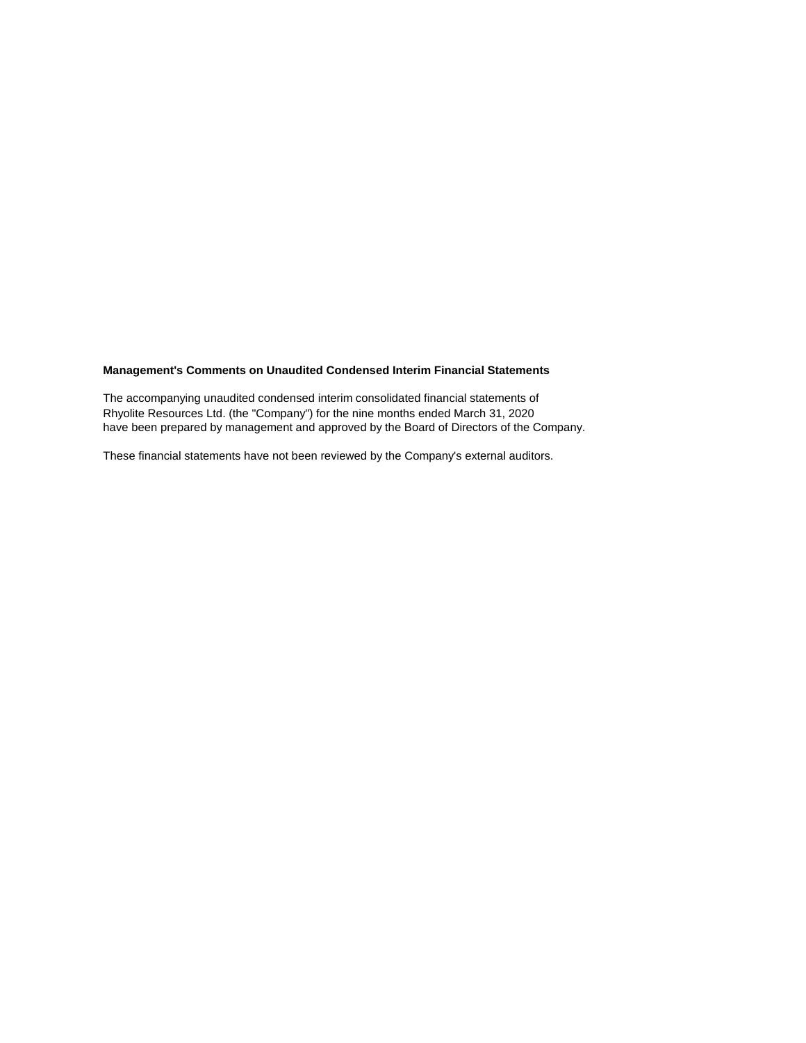**Management's Comments on Unaudited Condensed Interim Financial Statements**

The accompanying unaudited condensed interim consolidated financial statements of Rhyolite Resources Ltd. (the "Company") for the nine months ended March 31, 2020 have been prepared by management and approved by the Board of Directors of the Company.

These financial statements have not been reviewed by the Company's external auditors.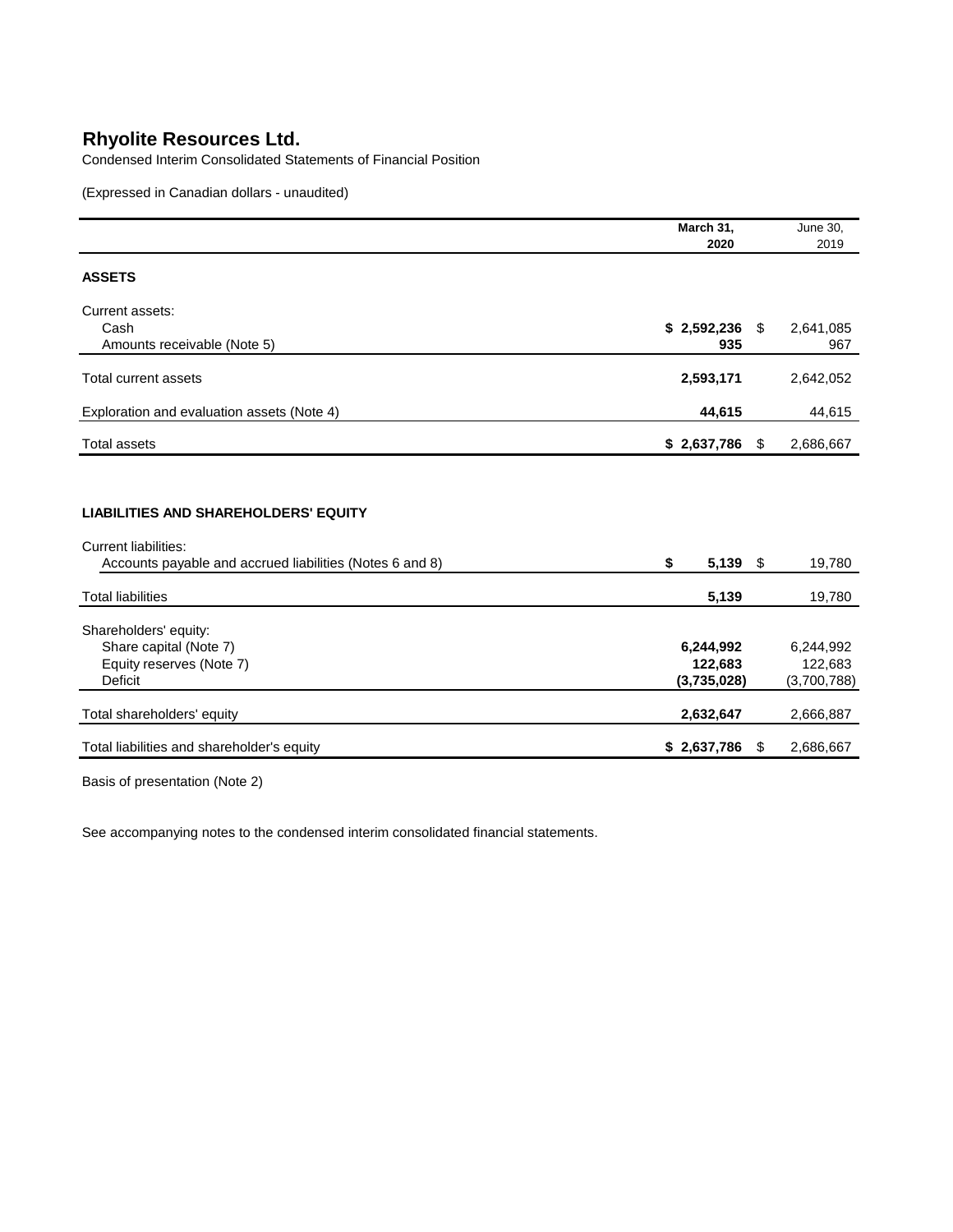# Rhyolite Resources Ltd.

Condensed Interim Consolidated Statements of Financial Position

(Expressed in Canadian dollars - unaudited)

| | March 31, 2020 | June 30, 2019 |
|---|---|---|
| **ASSETS** | | |
| Current assets: | | |
| Cash | **$ 2,592,236** | $ 2,641,085 |
| Amounts receivable (Note 5) | **935** | 967 |
| Total current assets | **2,593,171** | 2,642,052 |
| Exploration and evaluation assets (Note 4) | **44,615** | 44,615 |
| Total assets | **$ 2,637,786** | $ 2,686,667 |
| **LIABILITIES AND SHAREHOLDERS' EQUITY** | | |
| Current liabilities: | | |
| Accounts payable and accrued liabilities (Notes 6 and 8) | **$ 5,139** | $ 19,780 |
| Total liabilities | **5,139** | 19,780 |
| Shareholders' equity: | | |
| Share capital (Note 7) | **6,244,992** | 6,244,992 |
| Equity reserves (Note 7) | **122,683** | 122,683 |
| Deficit | **(3,735,028)** | (3,700,788) |
| Total shareholders' equity | **2,632,647** | 2,666,887 |
| Total liabilities and shareholder's equity | **$ 2,637,786** | $ 2,686,667 |

Basis of presentation (Note 2)

See accompanying notes to the condensed interim consolidated financial statements.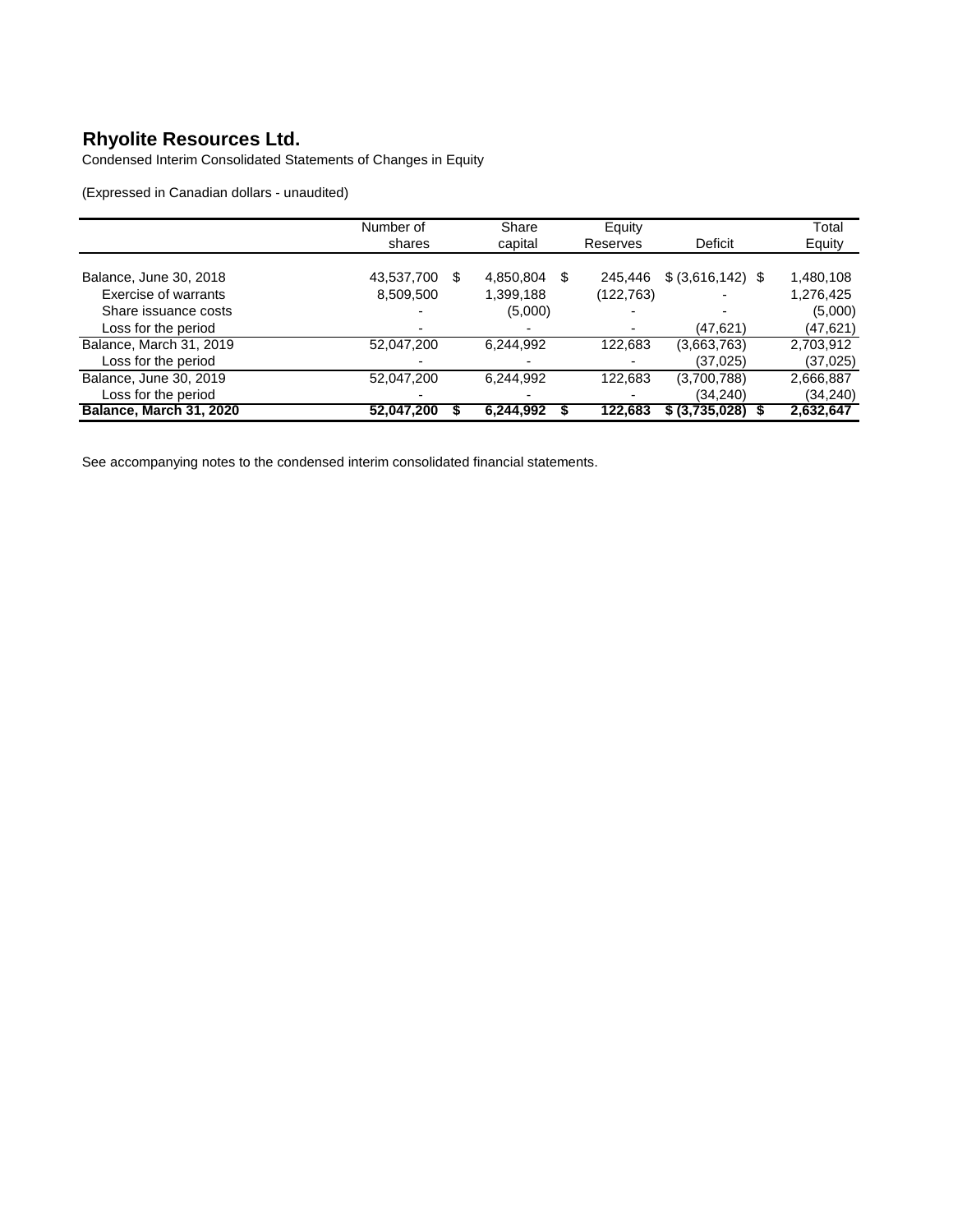# Rhyolite Resources Ltd.

Condensed Interim Consolidated Statements of Changes in Equity

(Expressed in Canadian dollars - unaudited)

| | Number of shares | Share capital | Equity Reserves | Deficit | Total Equity |
|---|---|---|---|---|---|
| Balance, June 30, 2018 | 43,537,700 | $ 4,850,804 | $ 245,446 | $ (3,616,142) | $ 1,480,108 |
| Exercise of warrants | 8,509,500 | 1,399,188 | (122,763) | - | 1,276,425 |
| Share issuance costs | - | (5,000) | - | - | (5,000) |
| Loss for the period | - | - | - | (47,621) | (47,621) |
| Balance, March 31, 2019 | 52,047,200 | 6,244,992 | 122,683 | (3,663,763) | 2,703,912 |
| Loss for the period | - | - | - | (37,025) | (37,025) |
| Balance, June 30, 2019 | 52,047,200 | 6,244,992 | 122,683 | (3,700,788) | 2,666,887 |
| Loss for the period | - | - | - | (34,240) | (34,240) |
| **Balance, March 31, 2020** | **52,047,200** | **$ 6,244,992** | **$ 122,683** | **$ (3,735,028)** | **$ 2,632,647** |

See accompanying notes to the condensed interim consolidated financial statements.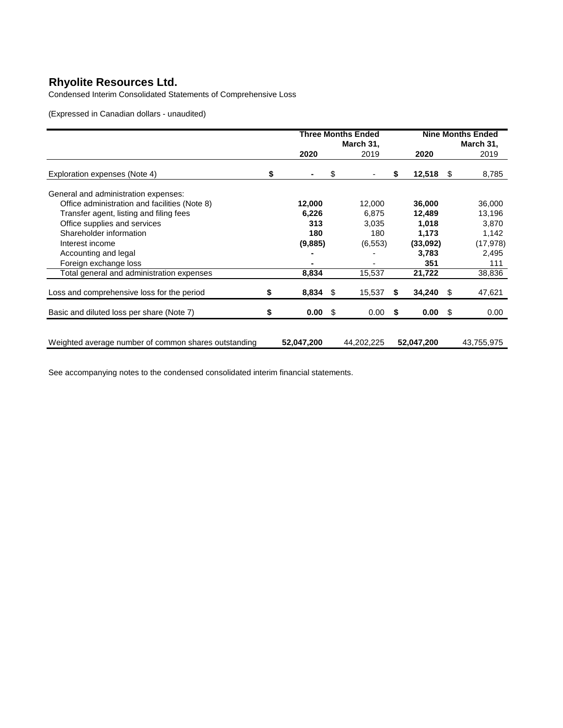# Rhyolite Resources Ltd.

Condensed Interim Consolidated Statements of Comprehensive Loss

(Expressed in Canadian dollars - unaudited)

| | Three Months Ended March 31, | | Nine Months Ended March 31, | |
|---|---|---|---|---|
| | **2020** | 2019 | **2020** | 2019 |
| Exploration expenses (Note 4) | **$ -** | $ - | **$ 12,518** | $ 8,785 |
| General and administration expenses: | | | | |
| Office administration and facilities (Note 8) | **12,000** | 12,000 | **36,000** | 36,000 |
| Transfer agent, listing and filing fees | **6,226** | 6,875 | **12,489** | 13,196 |
| Office supplies and services | **313** | 3,035 | **1,018** | 3,870 |
| Shareholder information | **180** | 180 | **1,173** | 1,142 |
| Interest income | **(9,885)** | (6,553) | **(33,092)** | (17,978) |
| Accounting and legal | **-** | - | **3,783** | 2,495 |
| Foreign exchange loss | **-** | - | **351** | 111 |
| Total general and administration expenses | **8,834** | 15,537 | **21,722** | 38,836 |
| Loss and comprehensive loss for the period | **$ 8,834** | $ 15,537 | **$ 34,240** | $ 47,621 |
| Basic and diluted loss per share (Note 7) | **$ 0.00** | $ 0.00 | **$ 0.00** | $ 0.00 |
| Weighted average number of common shares outstanding | **52,047,200** | 44,202,225 | **52,047,200** | 43,755,975 |

See accompanying notes to the condensed consolidated interim financial statements.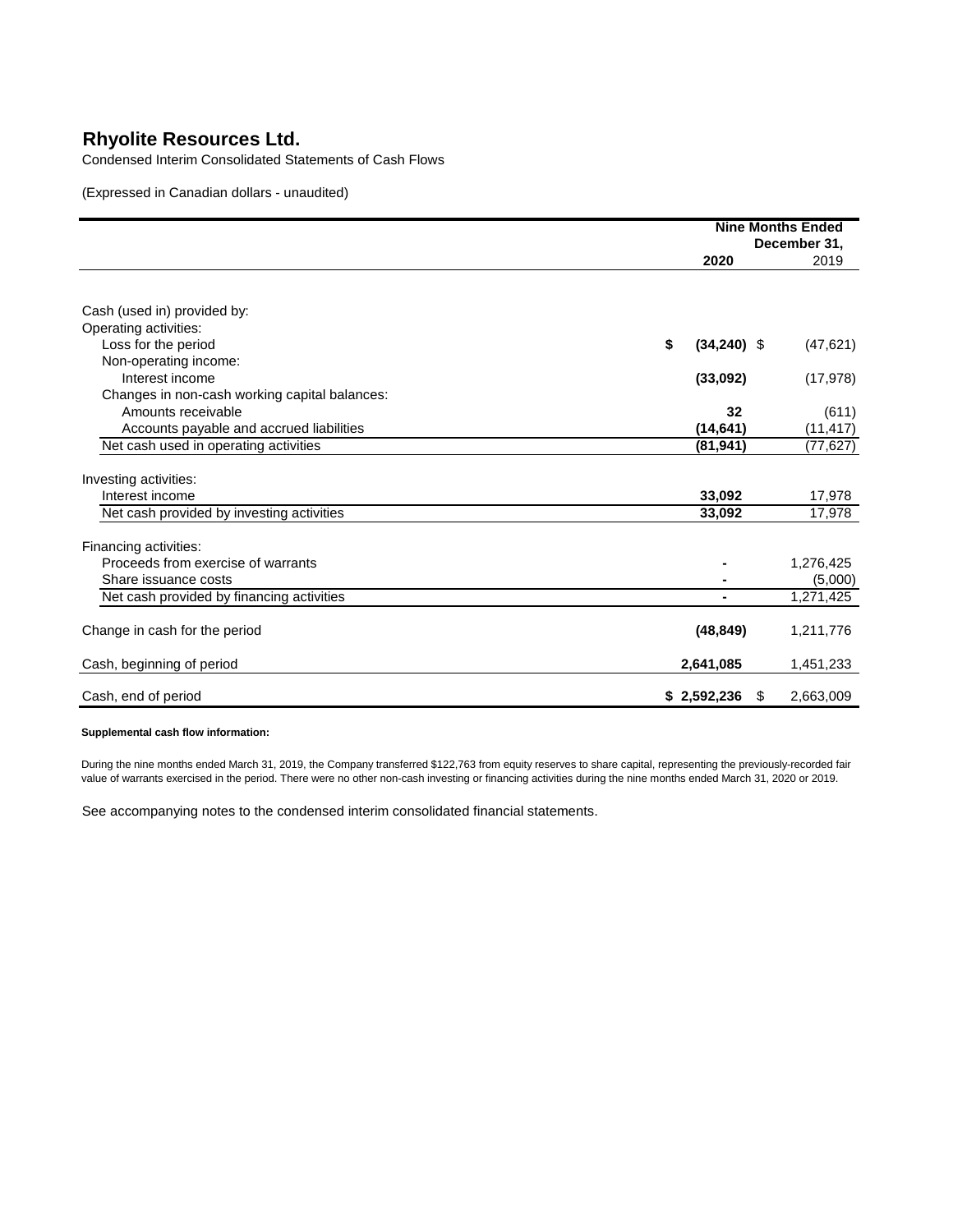# Rhyolite Resources Ltd.

Condensed Interim Consolidated Statements of Cash Flows

(Expressed in Canadian dollars - unaudited)

| | Nine Months Ended December 31, | |
|---|---|---|
| | **2020** | 2019 |
| Cash (used in) provided by: | | |
| Operating activities: | | |
| Loss for the period | **$ (34,240)** | $ (47,621) |
| Non-operating income: | | |
| Interest income | **(33,092)** | (17,978) |
| Changes in non-cash working capital balances: | | |
| Amounts receivable | **32** | (611) |
| Accounts payable and accrued liabilities | **(14,641)** | (11,417) |
| Net cash used in operating activities | **(81,941)** | (77,627) |
| Investing activities: | | |
| Interest income | **33,092** | 17,978 |
| Net cash provided by investing activities | **33,092** | 17,978 |
| Financing activities: | | |
| Proceeds from exercise of warrants | **-** | 1,276,425 |
| Share issuance costs | **-** | (5,000) |
| Net cash provided by financing activities | **-** | 1,271,425 |
| Change in cash for the period | **(48,849)** | 1,211,776 |
| Cash, beginning of period | **2,641,085** | 1,451,233 |
| Cash, end of period | **$ 2,592,236** | $ 2,663,009 |

**Supplemental cash flow information:**

During the nine months ended March 31, 2019, the Company transferred $122,763 from equity reserves to share capital, representing the previously-recorded fair value of warrants exercised in the period. There were no other non-cash investing or financing activities during the nine months ended March 31, 2020 or 2019.

See accompanying notes to the condensed interim consolidated financial statements.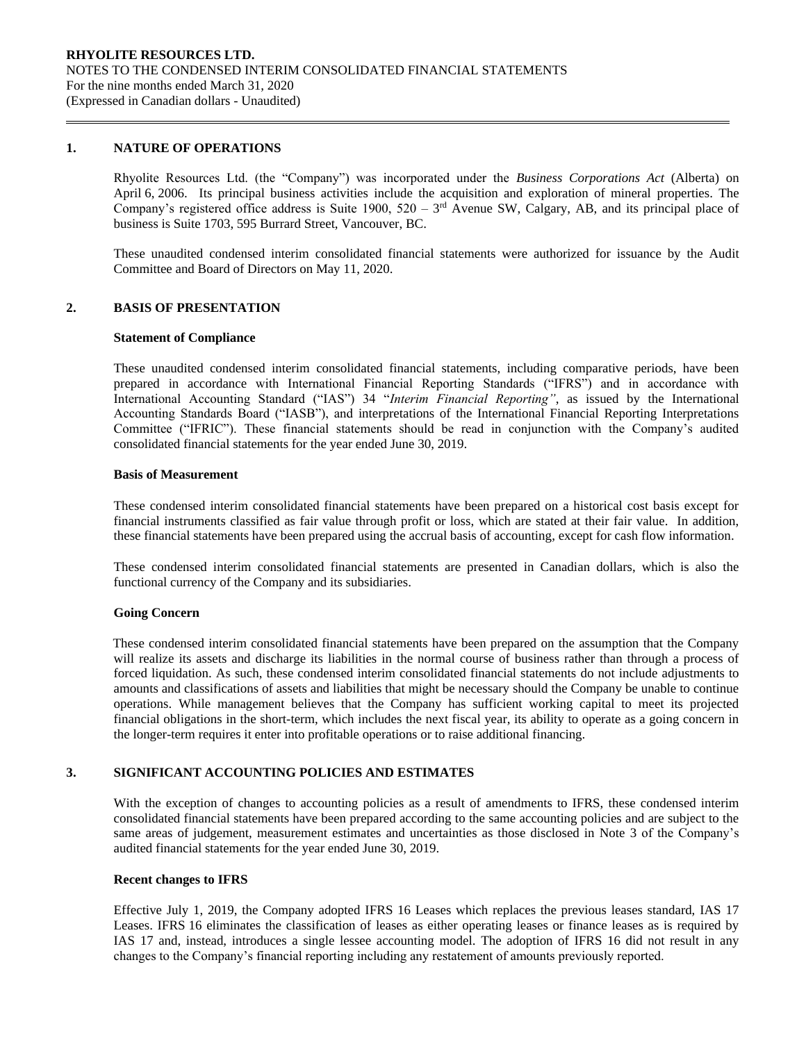## 1. NATURE OF OPERATIONS

Rhyolite Resources Ltd. (the "Company") was incorporated under the *Business Corporations Act* (Alberta) on April 6, 2006. Its principal business activities include the acquisition and exploration of mineral properties. The Company's registered office address is Suite 1900, 520 – 3rd Avenue SW, Calgary, AB, and its principal place of business is Suite 1703, 595 Burrard Street, Vancouver, BC.

These unaudited condensed interim consolidated financial statements were authorized for issuance by the Audit Committee and Board of Directors on May 11, 2020.

## 2. BASIS OF PRESENTATION

### Statement of Compliance

These unaudited condensed interim consolidated financial statements, including comparative periods, have been prepared in accordance with International Financial Reporting Standards ("IFRS") and in accordance with International Accounting Standard ("IAS") 34 "*Interim Financial Reporting"*, as issued by the International Accounting Standards Board ("IASB"), and interpretations of the International Financial Reporting Interpretations Committee ("IFRIC"). These financial statements should be read in conjunction with the Company's audited consolidated financial statements for the year ended June 30, 2019.

### Basis of Measurement

These condensed interim consolidated financial statements have been prepared on a historical cost basis except for financial instruments classified as fair value through profit or loss, which are stated at their fair value. In addition, these financial statements have been prepared using the accrual basis of accounting, except for cash flow information.

These condensed interim consolidated financial statements are presented in Canadian dollars, which is also the functional currency of the Company and its subsidiaries.

### Going Concern

These condensed interim consolidated financial statements have been prepared on the assumption that the Company will realize its assets and discharge its liabilities in the normal course of business rather than through a process of forced liquidation. As such, these condensed interim consolidated financial statements do not include adjustments to amounts and classifications of assets and liabilities that might be necessary should the Company be unable to continue operations. While management believes that the Company has sufficient working capital to meet its projected financial obligations in the short-term, which includes the next fiscal year, its ability to operate as a going concern in the longer-term requires it enter into profitable operations or to raise additional financing.

## 3. SIGNIFICANT ACCOUNTING POLICIES AND ESTIMATES

With the exception of changes to accounting policies as a result of amendments to IFRS, these condensed interim consolidated financial statements have been prepared according to the same accounting policies and are subject to the same areas of judgement, measurement estimates and uncertainties as those disclosed in Note 3 of the Company's audited financial statements for the year ended June 30, 2019.

### Recent changes to IFRS

Effective July 1, 2019, the Company adopted IFRS 16 Leases which replaces the previous leases standard, IAS 17 Leases. IFRS 16 eliminates the classification of leases as either operating leases or finance leases as is required by IAS 17 and, instead, introduces a single lessee accounting model. The adoption of IFRS 16 did not result in any changes to the Company's financial reporting including any restatement of amounts previously reported.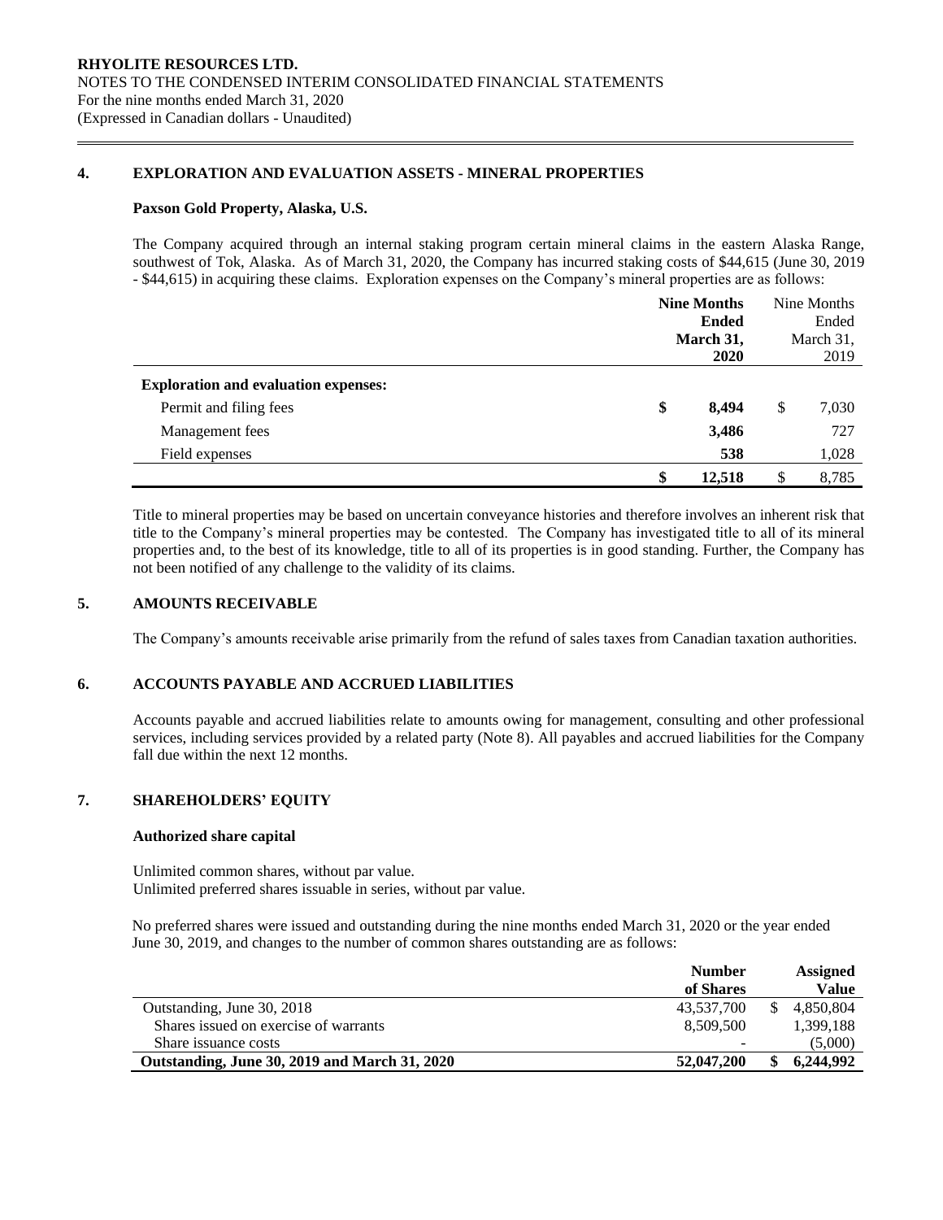## 4. EXPLORATION AND EVALUATION ASSETS - MINERAL PROPERTIES

### Paxson Gold Property, Alaska, U.S.

The Company acquired through an internal staking program certain mineral claims in the eastern Alaska Range, southwest of Tok, Alaska. As of March 31, 2020, the Company has incurred staking costs of $44,615 (June 30, 2019 - $44,615) in acquiring these claims. Exploration expenses on the Company's mineral properties are as follows:

| | **Nine Months Ended March 31, 2020** | Nine Months Ended March 31, 2019 |
|---|---|---|
| **Exploration and evaluation expenses:** | | |
| Permit and filing fees | **$ 8,494** | $ 7,030 |
| Management fees | **3,486** | 727 |
| Field expenses | **538** | 1,028 |
| | **$ 12,518** | $ 8,785 |

Title to mineral properties may be based on uncertain conveyance histories and therefore involves an inherent risk that title to the Company's mineral properties may be contested. The Company has investigated title to all of its mineral properties and, to the best of its knowledge, title to all of its properties is in good standing. Further, the Company has not been notified of any challenge to the validity of its claims.

## 5. AMOUNTS RECEIVABLE

The Company's amounts receivable arise primarily from the refund of sales taxes from Canadian taxation authorities.

## 6. ACCOUNTS PAYABLE AND ACCRUED LIABILITIES

Accounts payable and accrued liabilities relate to amounts owing for management, consulting and other professional services, including services provided by a related party (Note 8). All payables and accrued liabilities for the Company fall due within the next 12 months.

## 7. SHAREHOLDERS' EQUITY

### Authorized share capital

Unlimited common shares, without par value.
Unlimited preferred shares issuable in series, without par value.

No preferred shares were issued and outstanding during the nine months ended March 31, 2020 or the year ended June 30, 2019, and changes to the number of common shares outstanding are as follows:

| | **Number of Shares** | **Assigned Value** |
|---|---|---|
| Outstanding, June 30, 2018 | 43,537,700 | $ 4,850,804 |
| Shares issued on exercise of warrants | 8,509,500 | 1,399,188 |
| Share issuance costs | - | (5,000) |
| **Outstanding, June 30, 2019 and March 31, 2020** | **52,047,200** | **$ 6,244,992** |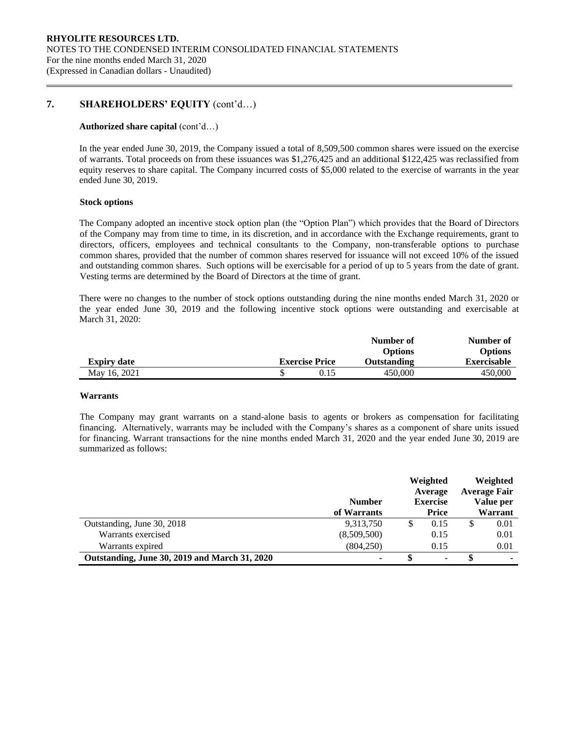## 7. SHAREHOLDERS' EQUITY (cont'd…)

**Authorized share capital** (cont'd…)

In the year ended June 30, 2019, the Company issued a total of 8,509,500 common shares were issued on the exercise of warrants. Total proceeds on from these issuances was $1,276,425 and an additional $122,425 was reclassified from equity reserves to share capital. The Company incurred costs of $5,000 related to the exercise of warrants in the year ended June 30, 2019.

**Stock options**

The Company adopted an incentive stock option plan (the "Option Plan") which provides that the Board of Directors of the Company may from time to time, in its discretion, and in accordance with the Exchange requirements, grant to directors, officers, employees and technical consultants to the Company, non-transferable options to purchase common shares, provided that the number of common shares reserved for issuance will not exceed 10% of the issued and outstanding common shares. Such options will be exercisable for a period of up to 5 years from the date of grant. Vesting terms are determined by the Board of Directors at the time of grant.

There were no changes to the number of stock options outstanding during the nine months ended March 31, 2020 or the year ended June 30, 2019 and the following incentive stock options were outstanding and exercisable at March 31, 2020:

| Expiry date | Exercise Price | Number of Options Outstanding | Number of Options Exercisable |
|---|---|---|---|
| May 16, 2021 | $ 0.15 | 450,000 | 450,000 |

**Warrants**

The Company may grant warrants on a stand-alone basis to agents or brokers as compensation for facilitating financing. Alternatively, warrants may be included with the Company's shares as a component of share units issued for financing. Warrant transactions for the nine months ended March 31, 2020 and the year ended June 30, 2019 are summarized as follows:

| | Number of Warrants | Weighted Average Exercise Price | Weighted Average Fair Value per Warrant |
|---|---|---|---|
| Outstanding, June 30, 2018 | 9,313,750 | $ 0.15 | $ 0.01 |
| Warrants exercised | (8,509,500) | 0.15 | 0.01 |
| Warrants expired | (804,250) | 0.15 | 0.01 |
| **Outstanding, June 30, 2019 and March 31, 2020** | **-** | **$ -** | **$ -** |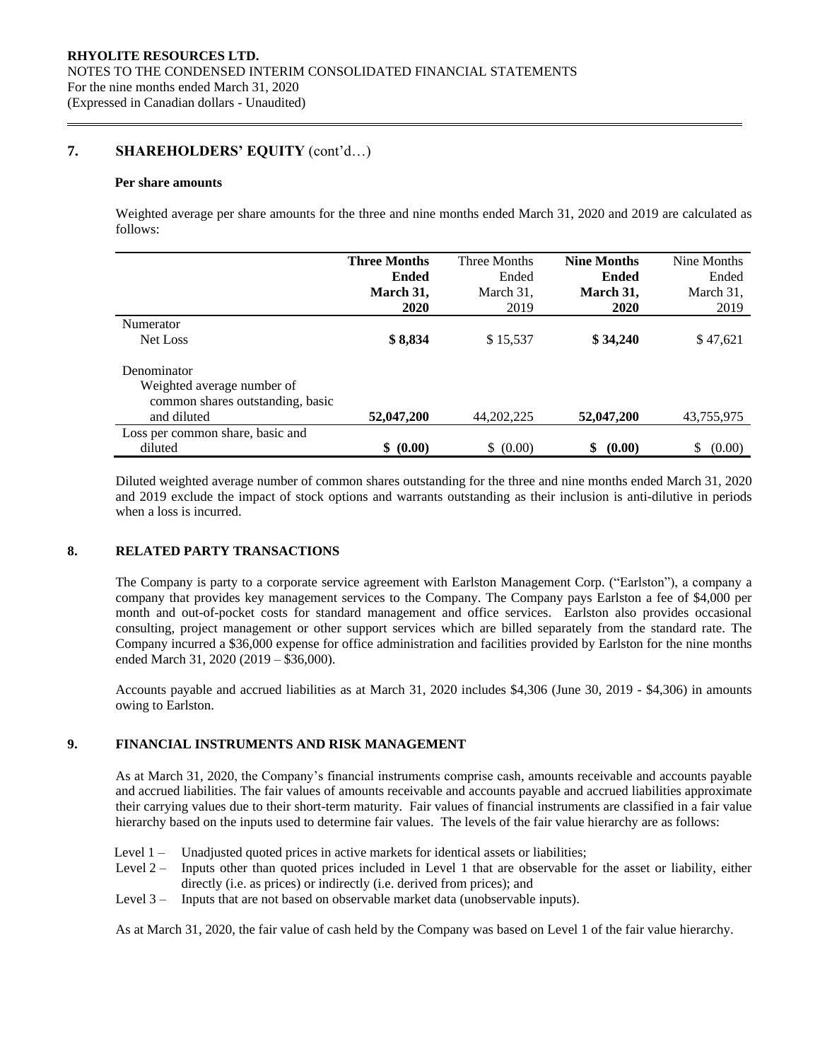## 7. SHAREHOLDERS' EQUITY (cont'd…)

### Per share amounts

Weighted average per share amounts for the three and nine months ended March 31, 2020 and 2019 are calculated as follows:

| | **Three Months Ended March 31, 2020** | Three Months Ended March 31, 2019 | **Nine Months Ended March 31, 2020** | Nine Months Ended March 31, 2019 |
|---|---|---|---|---|
| Numerator | | | | |
| Net Loss | **$ 8,834** | $ 15,537 | **$ 34,240** | $ 47,621 |
| Denominator | | | | |
| Weighted average number of common shares outstanding, basic and diluted | **52,047,200** | 44,202,225 | **52,047,200** | 43,755,975 |
| Loss per common share, basic and diluted | **$ (0.00)** | $ (0.00) | **$ (0.00)** | $ (0.00) |

Diluted weighted average number of common shares outstanding for the three and nine months ended March 31, 2020 and 2019 exclude the impact of stock options and warrants outstanding as their inclusion is anti-dilutive in periods when a loss is incurred.

## 8. RELATED PARTY TRANSACTIONS

The Company is party to a corporate service agreement with Earlston Management Corp. ("Earlston"), a company a company that provides key management services to the Company. The Company pays Earlston a fee of $4,000 per month and out-of-pocket costs for standard management and office services. Earlston also provides occasional consulting, project management or other support services which are billed separately from the standard rate. The Company incurred a $36,000 expense for office administration and facilities provided by Earlston for the nine months ended March 31, 2020 (2019 – $36,000).

Accounts payable and accrued liabilities as at March 31, 2020 includes $4,306 (June 30, 2019 - $4,306) in amounts owing to Earlston.

## 9. FINANCIAL INSTRUMENTS AND RISK MANAGEMENT

As at March 31, 2020, the Company's financial instruments comprise cash, amounts receivable and accounts payable and accrued liabilities. The fair values of amounts receivable and accounts payable and accrued liabilities approximate their carrying values due to their short-term maturity. Fair values of financial instruments are classified in a fair value hierarchy based on the inputs used to determine fair values. The levels of the fair value hierarchy are as follows:

- Level 1 – Unadjusted quoted prices in active markets for identical assets or liabilities;
- Level 2 – Inputs other than quoted prices included in Level 1 that are observable for the asset or liability, either directly (i.e. as prices) or indirectly (i.e. derived from prices); and
- Level 3 – Inputs that are not based on observable market data (unobservable inputs).

As at March 31, 2020, the fair value of cash held by the Company was based on Level 1 of the fair value hierarchy.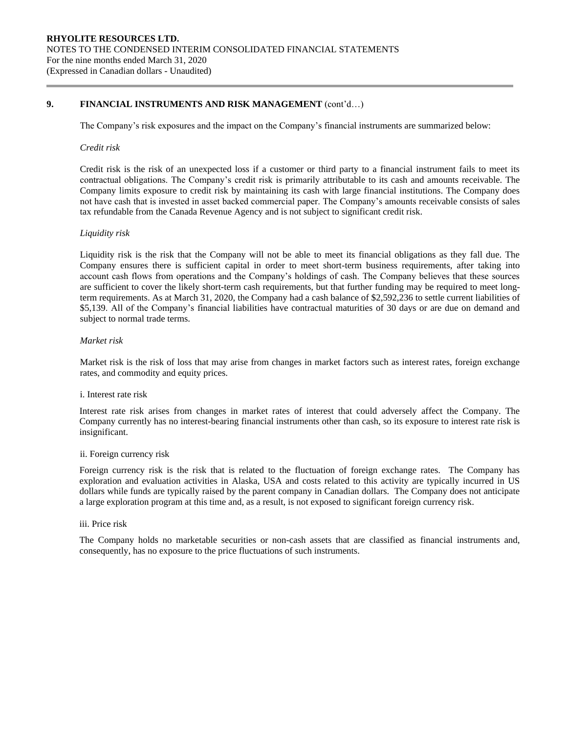## 9. FINANCIAL INSTRUMENTS AND RISK MANAGEMENT (cont'd…)

The Company's risk exposures and the impact on the Company's financial instruments are summarized below:

*Credit risk*

Credit risk is the risk of an unexpected loss if a customer or third party to a financial instrument fails to meet its contractual obligations. The Company's credit risk is primarily attributable to its cash and amounts receivable. The Company limits exposure to credit risk by maintaining its cash with large financial institutions. The Company does not have cash that is invested in asset backed commercial paper. The Company's amounts receivable consists of sales tax refundable from the Canada Revenue Agency and is not subject to significant credit risk.

*Liquidity risk*

Liquidity risk is the risk that the Company will not be able to meet its financial obligations as they fall due. The Company ensures there is sufficient capital in order to meet short-term business requirements, after taking into account cash flows from operations and the Company's holdings of cash. The Company believes that these sources are sufficient to cover the likely short-term cash requirements, but that further funding may be required to meet long-term requirements. As at March 31, 2020, the Company had a cash balance of $2,592,236 to settle current liabilities of $5,139. All of the Company's financial liabilities have contractual maturities of 30 days or are due on demand and subject to normal trade terms.

*Market risk*

Market risk is the risk of loss that may arise from changes in market factors such as interest rates, foreign exchange rates, and commodity and equity prices.

i. Interest rate risk

Interest rate risk arises from changes in market rates of interest that could adversely affect the Company. The Company currently has no interest-bearing financial instruments other than cash, so its exposure to interest rate risk is insignificant.

ii. Foreign currency risk

Foreign currency risk is the risk that is related to the fluctuation of foreign exchange rates. The Company has exploration and evaluation activities in Alaska, USA and costs related to this activity are typically incurred in US dollars while funds are typically raised by the parent company in Canadian dollars. The Company does not anticipate a large exploration program at this time and, as a result, is not exposed to significant foreign currency risk.

iii. Price risk

The Company holds no marketable securities or non-cash assets that are classified as financial instruments and, consequently, has no exposure to the price fluctuations of such instruments.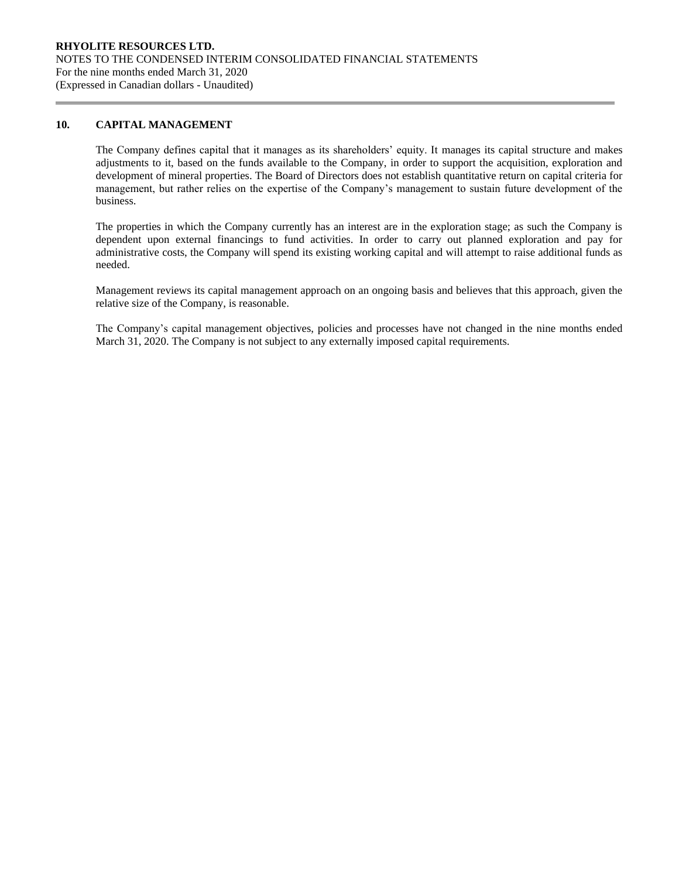## 10. CAPITAL MANAGEMENT

The Company defines capital that it manages as its shareholders' equity. It manages its capital structure and makes adjustments to it, based on the funds available to the Company, in order to support the acquisition, exploration and development of mineral properties. The Board of Directors does not establish quantitative return on capital criteria for management, but rather relies on the expertise of the Company's management to sustain future development of the business.

The properties in which the Company currently has an interest are in the exploration stage; as such the Company is dependent upon external financings to fund activities. In order to carry out planned exploration and pay for administrative costs, the Company will spend its existing working capital and will attempt to raise additional funds as needed.

Management reviews its capital management approach on an ongoing basis and believes that this approach, given the relative size of the Company, is reasonable.

The Company's capital management objectives, policies and processes have not changed in the nine months ended March 31, 2020. The Company is not subject to any externally imposed capital requirements.